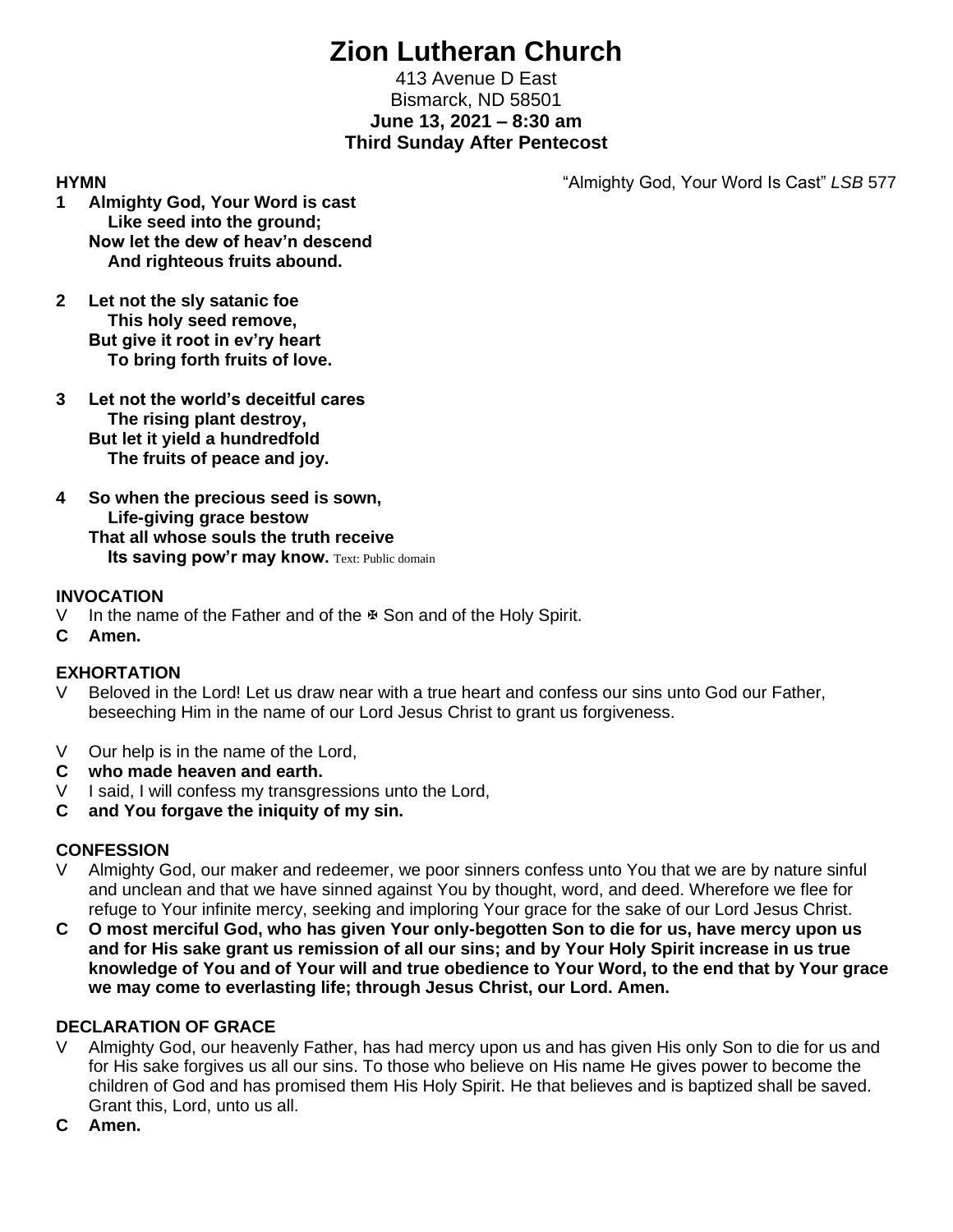# Zion Lutheran Church

413 Avenue D East
Bismarck, ND 58501
**June 13, 2021 – 8:30 am**
**Third Sunday After Pentecost**

**HYMN** "Almighty God, Your Word Is Cast" *LSB* 577

**1 Almighty God, Your Word is cast**
**Like seed into the ground;**
**Now let the dew of heav'n descend**
**And righteous fruits abound.**

**2 Let not the sly satanic foe**
**This holy seed remove,**
**But give it root in ev'ry heart**
**To bring forth fruits of love.**

**3 Let not the world's deceitful cares**
**The rising plant destroy,**
**But let it yield a hundredfold**
**The fruits of peace and joy.**

**4 So when the precious seed is sown,**
**Life-giving grace bestow**
**That all whose souls the truth receive**
**Its saving pow'r may know.** Text: Public domain

**INVOCATION**

V In the name of the Father and of the ✠ Son and of the Holy Spirit.

**C Amen.**

**EXHORTATION**

V Beloved in the Lord! Let us draw near with a true heart and confess our sins unto God our Father, beseeching Him in the name of our Lord Jesus Christ to grant us forgiveness.

V Our help is in the name of the Lord,

**C who made heaven and earth.**

V I said, I will confess my transgressions unto the Lord,

**C and You forgave the iniquity of my sin.**

**CONFESSION**

V Almighty God, our maker and redeemer, we poor sinners confess unto You that we are by nature sinful and unclean and that we have sinned against You by thought, word, and deed. Wherefore we flee for refuge to Your infinite mercy, seeking and imploring Your grace for the sake of our Lord Jesus Christ.

**C O most merciful God, who has given Your only-begotten Son to die for us, have mercy upon us and for His sake grant us remission of all our sins; and by Your Holy Spirit increase in us true knowledge of You and of Your will and true obedience to Your Word, to the end that by Your grace we may come to everlasting life; through Jesus Christ, our Lord. Amen.**

**DECLARATION OF GRACE**

V Almighty God, our heavenly Father, has had mercy upon us and has given His only Son to die for us and for His sake forgives us all our sins. To those who believe on His name He gives power to become the children of God and has promised them His Holy Spirit. He that believes and is baptized shall be saved. Grant this, Lord, unto us all.

**C Amen.**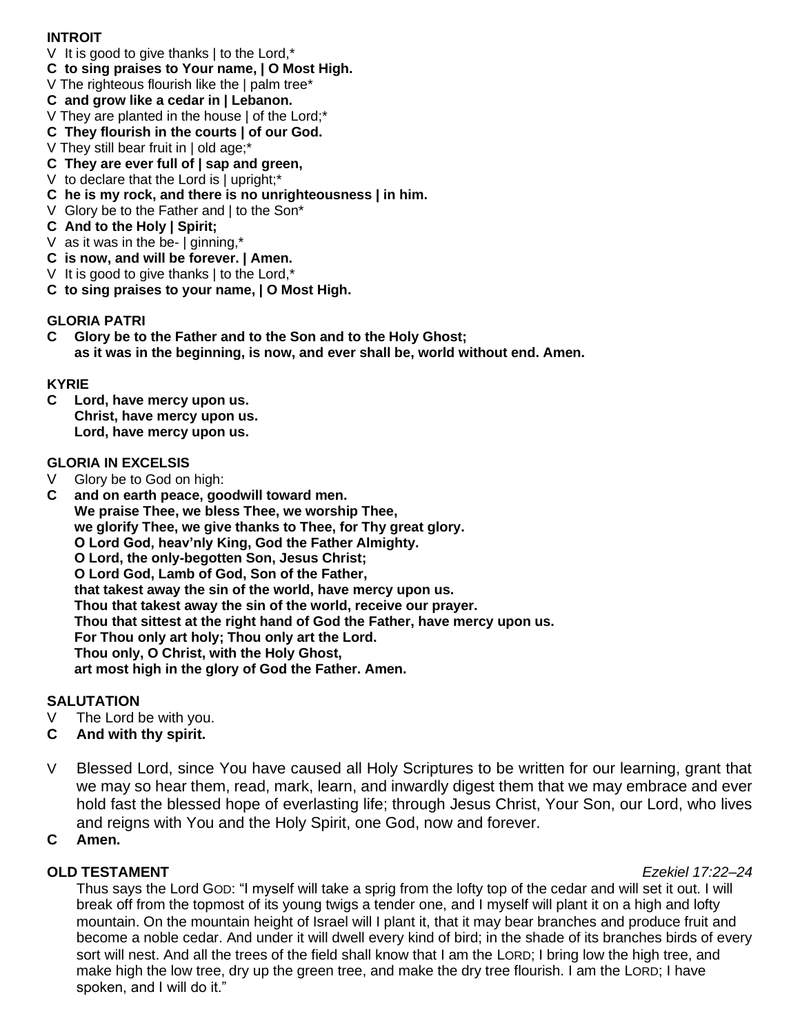**INTROIT**

V It is good to give thanks | to the Lord,*
**C to sing praises to Your name, | O Most High.**
V The righteous flourish like the | palm tree*
**C and grow like a cedar in | Lebanon.**
V They are planted in the house | of the Lord;*
**C They flourish in the courts | of our God.**
V They still bear fruit in | old age;*
**C They are ever full of | sap and green,**
V to declare that the Lord is | upright;*
**C he is my rock, and there is no unrighteousness | in him.**
V Glory be to the Father and | to the Son*
**C And to the Holy | Spirit;**
V as it was in the be- | ginning,*
**C is now, and will be forever. | Amen.**
V It is good to give thanks | to the Lord,*
**C to sing praises to your name, | O Most High.**

**GLORIA PATRI**

**C Glory be to the Father and to the Son and to the Holy Ghost;**
**as it was in the beginning, is now, and ever shall be, world without end. Amen.**

**KYRIE**

**C Lord, have mercy upon us.**
**Christ, have mercy upon us.**
**Lord, have mercy upon us.**

**GLORIA IN EXCELSIS**

V Glory be to God on high:
**C and on earth peace, goodwill toward men.**
**We praise Thee, we bless Thee, we worship Thee,**
**we glorify Thee, we give thanks to Thee, for Thy great glory.**
**O Lord God, heav'nly King, God the Father Almighty.**
**O Lord, the only-begotten Son, Jesus Christ;**
**O Lord God, Lamb of God, Son of the Father,**
**that takest away the sin of the world, have mercy upon us.**
**Thou that takest away the sin of the world, receive our prayer.**
**Thou that sittest at the right hand of God the Father, have mercy upon us.**
**For Thou only art holy; Thou only art the Lord.**
**Thou only, O Christ, with the Holy Ghost,**
**art most high in the glory of God the Father. Amen.**

**SALUTATION**

V The Lord be with you.
**C And with thy spirit.**

V Blessed Lord, since You have caused all Holy Scriptures to be written for our learning, grant that we may so hear them, read, mark, learn, and inwardly digest them that we may embrace and ever hold fast the blessed hope of everlasting life; through Jesus Christ, Your Son, our Lord, who lives and reigns with You and the Holy Spirit, one God, now and forever.
**C Amen.**

**OLD TESTAMENT** *Ezekiel 17:22–24*

Thus says the Lord GOD: "I myself will take a sprig from the lofty top of the cedar and will set it out. I will break off from the topmost of its young twigs a tender one, and I myself will plant it on a high and lofty mountain. On the mountain height of Israel will I plant it, that it may bear branches and produce fruit and become a noble cedar. And under it will dwell every kind of bird; in the shade of its branches birds of every sort will nest. And all the trees of the field shall know that I am the LORD; I bring low the high tree, and make high the low tree, dry up the green tree, and make the dry tree flourish. I am the LORD; I have spoken, and I will do it."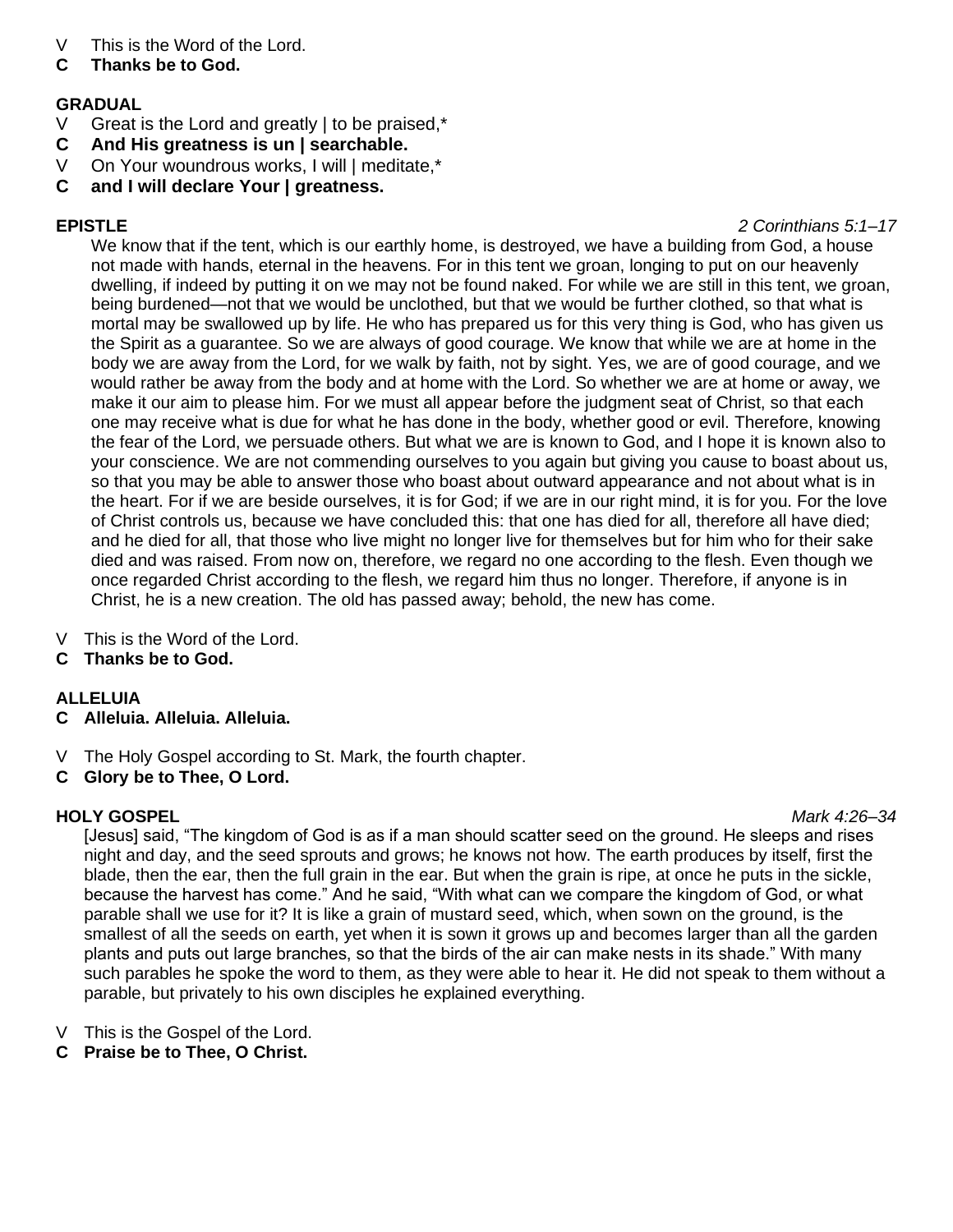V This is the Word of the Lord.
**C Thanks be to God.**

**GRADUAL**

V Great is the Lord and greatly | to be praised,*
**C And His greatness is un | searchable.**
V On Your woundrous works, I will | meditate,*
**C and I will declare Your | greatness.**

**EPISTLE** *2 Corinthians 5:1–17*

We know that if the tent, which is our earthly home, is destroyed, we have a building from God, a house not made with hands, eternal in the heavens. For in this tent we groan, longing to put on our heavenly dwelling, if indeed by putting it on we may not be found naked. For while we are still in this tent, we groan, being burdened—not that we would be unclothed, but that we would be further clothed, so that what is mortal may be swallowed up by life. He who has prepared us for this very thing is God, who has given us the Spirit as a guarantee. So we are always of good courage. We know that while we are at home in the body we are away from the Lord, for we walk by faith, not by sight. Yes, we are of good courage, and we would rather be away from the body and at home with the Lord. So whether we are at home or away, we make it our aim to please him. For we must all appear before the judgment seat of Christ, so that each one may receive what is due for what he has done in the body, whether good or evil. Therefore, knowing the fear of the Lord, we persuade others. But what we are is known to God, and I hope it is known also to your conscience. We are not commending ourselves to you again but giving you cause to boast about us, so that you may be able to answer those who boast about outward appearance and not about what is in the heart. For if we are beside ourselves, it is for God; if we are in our right mind, it is for you. For the love of Christ controls us, because we have concluded this: that one has died for all, therefore all have died; and he died for all, that those who live might no longer live for themselves but for him who for their sake died and was raised. From now on, therefore, we regard no one according to the flesh. Even though we once regarded Christ according to the flesh, we regard him thus no longer. Therefore, if anyone is in Christ, he is a new creation. The old has passed away; behold, the new has come.

V This is the Word of the Lord.
**C Thanks be to God.**

**ALLELUIA**

**C Alleluia. Alleluia. Alleluia.**

V The Holy Gospel according to St. Mark, the fourth chapter.
**C Glory be to Thee, O Lord.**

**HOLY GOSPEL** *Mark 4:26–34*

[Jesus] said, "The kingdom of God is as if a man should scatter seed on the ground. He sleeps and rises night and day, and the seed sprouts and grows; he knows not how. The earth produces by itself, first the blade, then the ear, then the full grain in the ear. But when the grain is ripe, at once he puts in the sickle, because the harvest has come." And he said, "With what can we compare the kingdom of God, or what parable shall we use for it? It is like a grain of mustard seed, which, when sown on the ground, is the smallest of all the seeds on earth, yet when it is sown it grows up and becomes larger than all the garden plants and puts out large branches, so that the birds of the air can make nests in its shade." With many such parables he spoke the word to them, as they were able to hear it. He did not speak to them without a parable, but privately to his own disciples he explained everything.

V This is the Gospel of the Lord.
**C Praise be to Thee, O Christ.**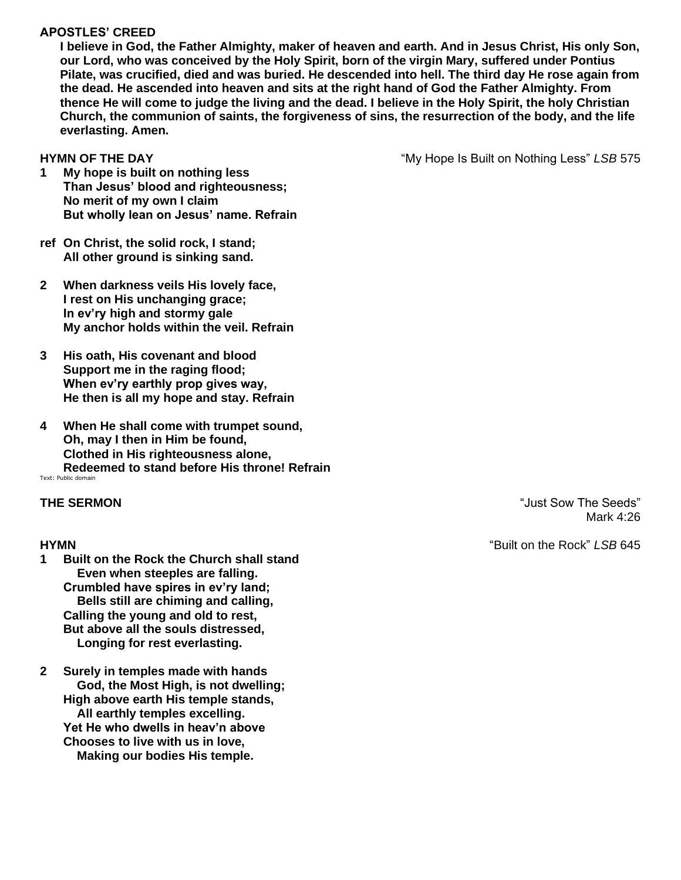**APOSTLES' CREED**

**I believe in God, the Father Almighty, maker of heaven and earth. And in Jesus Christ, His only Son, our Lord, who was conceived by the Holy Spirit, born of the virgin Mary, suffered under Pontius Pilate, was crucified, died and was buried. He descended into hell. The third day He rose again from the dead. He ascended into heaven and sits at the right hand of God the Father Almighty. From thence He will come to judge the living and the dead. I believe in the Holy Spirit, the holy Christian Church, the communion of saints, the forgiveness of sins, the resurrection of the body, and the life everlasting. Amen.**

**HYMN OF THE DAY** "My Hope Is Built on Nothing Less" *LSB* 575

**1 My hope is built on nothing less**
**Than Jesus' blood and righteousness;**
**No merit of my own I claim**
**But wholly lean on Jesus' name. Refrain**

**ref On Christ, the solid rock, I stand;**
**All other ground is sinking sand.**

**2 When darkness veils His lovely face,**
**I rest on His unchanging grace;**
**In ev'ry high and stormy gale**
**My anchor holds within the veil. Refrain**

**3 His oath, His covenant and blood**
**Support me in the raging flood;**
**When ev'ry earthly prop gives way,**
**He then is all my hope and stay. Refrain**

**4 When He shall come with trumpet sound,**
**Oh, may I then in Him be found,**
**Clothed in His righteousness alone,**
**Redeemed to stand before His throne! Refrain**

Text: Public domain

**THE SERMON** "Just Sow The Seeds"
Mark 4:26

**HYMN** "Built on the Rock" *LSB* 645

**1 Built on the Rock the Church shall stand**
**Even when steeples are falling.**
**Crumbled have spires in ev'ry land;**
**Bells still are chiming and calling,**
**Calling the young and old to rest,**
**But above all the souls distressed,**
**Longing for rest everlasting.**

**2 Surely in temples made with hands**
**God, the Most High, is not dwelling;**
**High above earth His temple stands,**
**All earthly temples excelling.**
**Yet He who dwells in heav'n above**
**Chooses to live with us in love,**
**Making our bodies His temple.**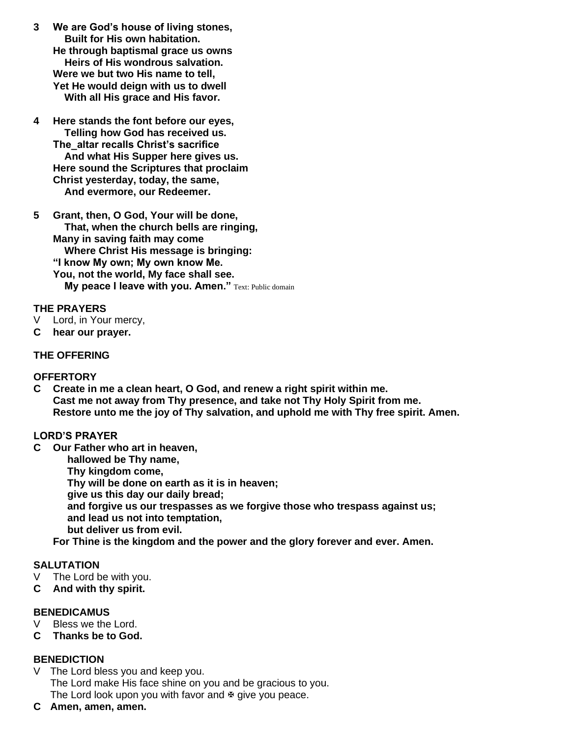**3 We are God's house of living stones,**
**Built for His own habitation.**
**He through baptismal grace us owns**
**Heirs of His wondrous salvation.**
**Were we but two His name to tell,**
**Yet He would deign with us to dwell**
**With all His grace and His favor.**

**4 Here stands the font before our eyes,**
**Telling how God has received us.**
**The_altar recalls Christ's sacrifice**
**And what His Supper here gives us.**
**Here sound the Scriptures that proclaim**
**Christ yesterday, today, the same,**
**And evermore, our Redeemer.**

**5 Grant, then, O God, Your will be done,**
**That, when the church bells are ringing,**
**Many in saving faith may come**
**Where Christ His message is bringing:**
**"I know My own; My own know Me.**
**You, not the world, My face shall see.**
**My peace I leave with you. Amen."** Text: Public domain

**THE PRAYERS**

V Lord, in Your mercy,

**C hear our prayer.**

**THE OFFERING**

**OFFERTORY**

**C Create in me a clean heart, O God, and renew a right spirit within me.**
**Cast me not away from Thy presence, and take not Thy Holy Spirit from me.**
**Restore unto me the joy of Thy salvation, and uphold me with Thy free spirit. Amen.**

**LORD'S PRAYER**

**C Our Father who art in heaven,**
**hallowed be Thy name,**
**Thy kingdom come,**
**Thy will be done on earth as it is in heaven;**
**give us this day our daily bread;**
**and forgive us our trespasses as we forgive those who trespass against us;**
**and lead us not into temptation,**
**but deliver us from evil.**
**For Thine is the kingdom and the power and the glory forever and ever. Amen.**

**SALUTATION**

V The Lord be with you.

**C And with thy spirit.**

**BENEDICAMUS**

V Bless we the Lord.

**C Thanks be to God.**

**BENEDICTION**

V The Lord bless you and keep you.
The Lord make His face shine on you and be gracious to you.
The Lord look upon you with favor and ✠ give you peace.

**C Amen, amen, amen.**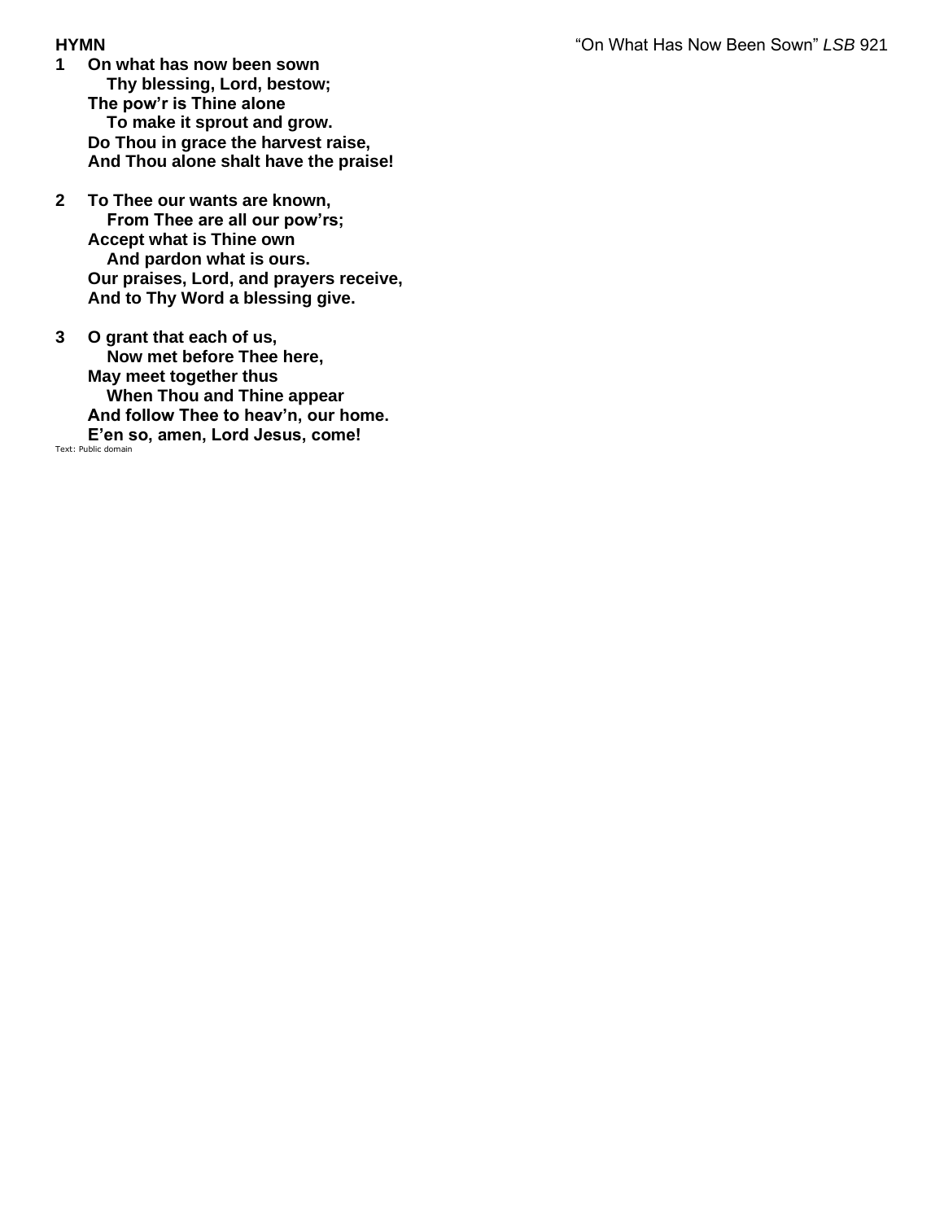**HYMN** “On What Has Now Been Sown” *LSB* 921

**1 On what has now been sown**
**Thy blessing, Lord, bestow;**
**The pow’r is Thine alone**
**To make it sprout and grow.**
**Do Thou in grace the harvest raise,**
**And Thou alone shalt have the praise!**

**2 To Thee our wants are known,**
**From Thee are all our pow’rs;**
**Accept what is Thine own**
**And pardon what is ours.**
**Our praises, Lord, and prayers receive,**
**And to Thy Word a blessing give.**

**3 O grant that each of us,**
**Now met before Thee here,**
**May meet together thus**
**When Thou and Thine appear**
**And follow Thee to heav’n, our home.**
**E’en so, amen, Lord Jesus, come!**

Text: Public domain